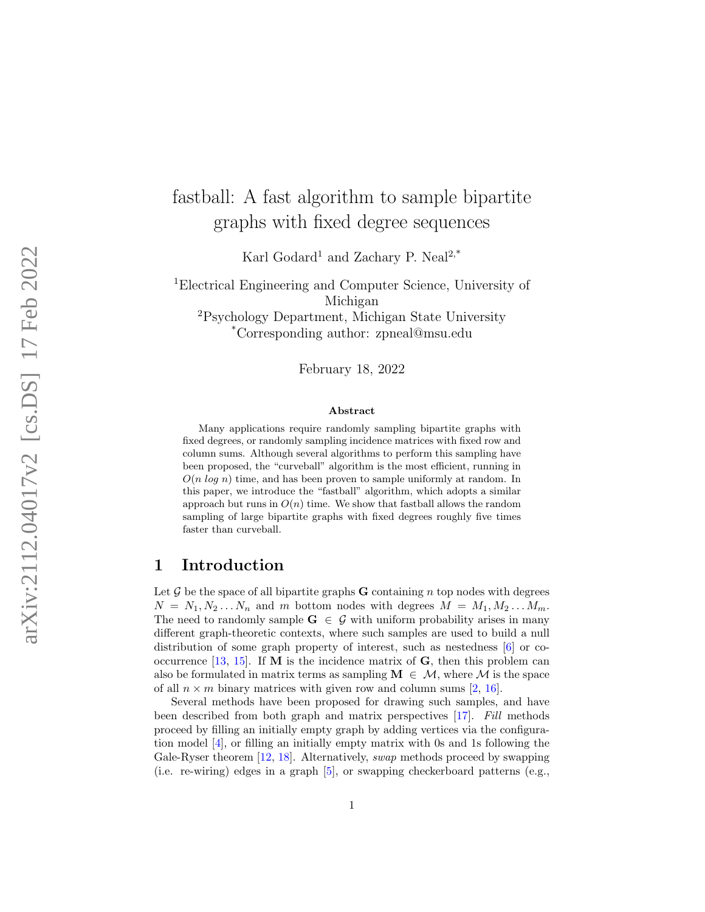# fastball: A fast algorithm to sample bipartite graphs with fixed degree sequences

Karl Godard[1] and Zachary P. Neal[2,*]

[1]Electrical Engineering and Computer Science, University of Michigan

[2]Psychology Department, Michigan State University

[*]Corresponding author: zpneal@msu.edu

February 18, 2022

### Abstract

Many applications require randomly sampling bipartite graphs with fixed degrees, or randomly sampling incidence matrices with fixed row and column sums. Although several algorithms to perform this sampling have been proposed, the "curveball" algorithm is the most efficient, running in $O(n \log n)$ time, and has been proven to sample uniformly at random. In this paper, we introduce the "fastball" algorithm, which adopts a similar approach but runs in $O(n)$ time. We show that fastball allows the random sampling of large bipartite graphs with fixed degrees roughly five times faster than curveball.

## 1 Introduction

Let $\mathcal{G}$ be the space of all bipartite graphs $\mathbf{G}$ containing $n$ top nodes with degrees $N = N_1, N_2 \ldots N_n$ and $m$ bottom nodes with degrees $M = M_1, M_2 \ldots M_m$. The need to randomly sample $\mathbf{G} \in \mathcal{G}$ with uniform probability arises in many different graph-theoretic contexts, where such samples are used to build a null distribution of some graph property of interest, such as nestedness [6] or co-occurrence [13, 15]. If $\mathbf{M}$ is the incidence matrix of $\mathbf{G}$, then this problem can also be formulated in matrix terms as sampling $\mathbf{M} \in \mathcal{M}$, where $\mathcal{M}$ is the space of all $n \times m$ binary matrices with given row and column sums [2, 16].

Several methods have been proposed for drawing such samples, and have been described from both graph and matrix perspectives [17]. *Fill* methods proceed by filling an initially empty graph by adding vertices via the configuration model [4], or filling an initially empty matrix with 0s and 1s following the Gale-Ryser theorem [12, 18]. Alternatively, *swap* methods proceed by swapping (i.e. re-wiring) edges in a graph [5], or swapping checkerboard patterns (e.g.,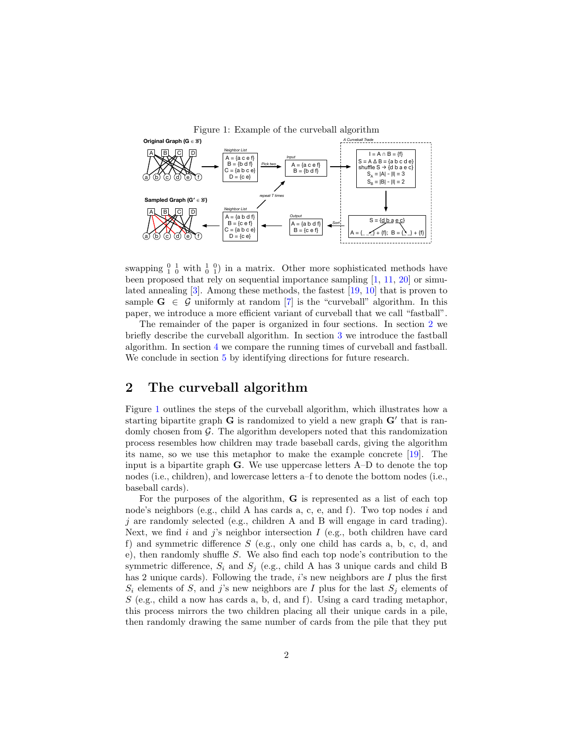Figure 1: Example of the curveball algorithm

swapping $\begin{smallmatrix}0 & 1\\ 1 & 0\end{smallmatrix}$ with $\begin{smallmatrix}1 & 0\\ 0 & 1\end{smallmatrix}$) in a matrix. Other more sophisticated methods have been proposed that rely on sequential importance sampling [1, 11, 20] or simulated annealing [3]. Among these methods, the fastest [19, 10] that is proven to sample $\mathbf{G} \in \mathcal{G}$ uniformly at random [7] is the "curveball" algorithm. In this paper, we introduce a more efficient variant of curveball that we call "fastball".

The remainder of the paper is organized in four sections. In section 2 we briefly describe the curveball algorithm. In section 3 we introduce the fastball algorithm. In section 4 we compare the running times of curveball and fastball. We conclude in section 5 by identifying directions for future research.

## 2 The curveball algorithm

Figure 1 outlines the steps of the curveball algorithm, which illustrates how a starting bipartite graph $\mathbf{G}$ is randomized to yield a new graph $\mathbf{G}'$ that is randomly chosen from $\mathcal{G}$. The algorithm developers noted that this randomization process resembles how children may trade baseball cards, giving the algorithm its name, so we use this metaphor to make the example concrete [19]. The input is a bipartite graph $\mathbf{G}$. We use uppercase letters A–D to denote the top nodes (i.e., children), and lowercase letters a–f to denote the bottom nodes (i.e., baseball cards).

For the purposes of the algorithm, $\mathbf{G}$ is represented as a list of each top node's neighbors (e.g., child A has cards a, c, e, and f). Two top nodes $i$ and $j$ are randomly selected (e.g., children A and B will engage in card trading). Next, we find $i$ and $j$'s neighbor intersection $I$ (e.g., both children have card f) and symmetric difference $S$ (e.g., only one child has cards a, b, c, d, and e), then randomly shuffle $S$. We also find each top node's contribution to the symmetric difference, $S_i$ and $S_j$ (e.g., child A has 3 unique cards and child B has 2 unique cards). Following the trade, $i$'s new neighbors are $I$ plus the first $S_i$ elements of $S$, and $j$'s new neighbors are $I$ plus for the last $S_j$ elements of $S$ (e.g., child a now has cards a, b, d, and f). Using a card trading metaphor, this process mirrors the two children placing all their unique cards in a pile, then randomly drawing the same number of cards from the pile that they put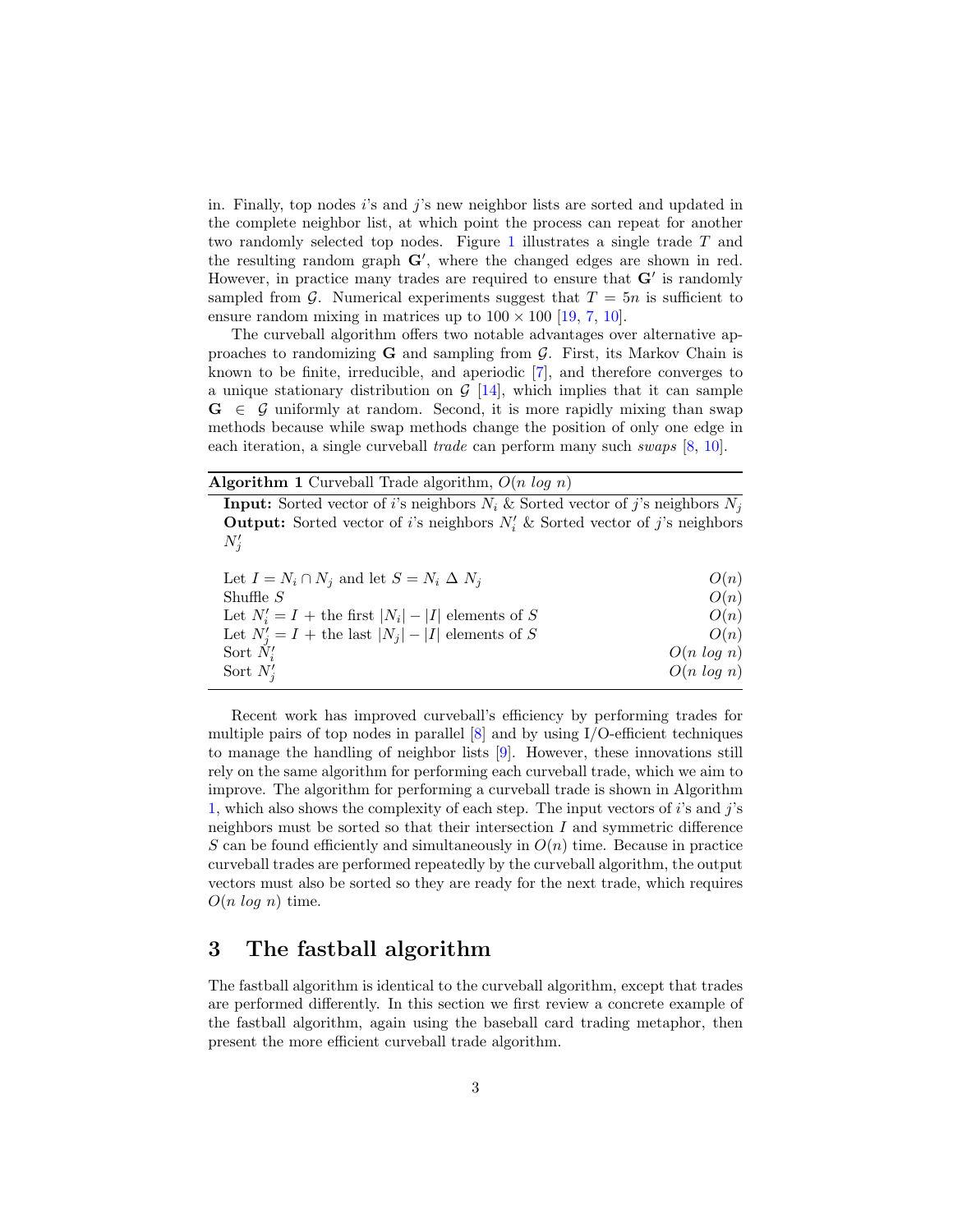in. Finally, top nodes $i$'s and $j$'s new neighbor lists are sorted and updated in the complete neighbor list, at which point the process can repeat for another two randomly selected top nodes. Figure 1 illustrates a single trade $T$ and the resulting random graph $\mathbf{G}'$, where the changed edges are shown in red. However, in practice many trades are required to ensure that $\mathbf{G}'$ is randomly sampled from $\mathcal{G}$. Numerical experiments suggest that $T = 5n$ is sufficient to ensure random mixing in matrices up to $100 \times 100$ [19, 7, 10].

The curveball algorithm offers two notable advantages over alternative approaches to randomizing $\mathbf{G}$ and sampling from $\mathcal{G}$. First, its Markov Chain is known to be finite, irreducible, and aperiodic [7], and therefore converges to a unique stationary distribution on $\mathcal{G}$ [14], which implies that it can sample $\mathbf{G} \in \mathcal{G}$ uniformly at random. Second, it is more rapidly mixing than swap methods because while swap methods change the position of only one edge in each iteration, a single curveball *trade* can perform many such *swaps* [8, 10].

**Algorithm 1** Curveball Trade algorithm, $O(n \ log \ n)$

**Input:** Sorted vector of $i$'s neighbors $N_i$ & Sorted vector of $j$'s neighbors $N_j$
**Output:** Sorted vector of $i$'s neighbors $N_i'$ & Sorted vector of $j$'s neighbors $N_j'$

| Step | Complexity |
|---|---|
| Let $I = N_i \cap N_j$ and let $S = N_i \ \Delta \ N_j$ | $O(n)$ |
| Shuffle $S$ | $O(n)$ |
| Let $N_i' = I$ + the first $\lvert N_i \rvert - \lvert I \rvert$ elements of $S$ | $O(n)$ |
| Let $N_j' = I$ + the last $\lvert N_j \rvert - \lvert I \rvert$ elements of $S$ | $O(n)$ |
| Sort $N_i'$ | $O(n \ log \ n)$ |
| Sort $N_j'$ | $O(n \ log \ n)$ |

Recent work has improved curveball's efficiency by performing trades for multiple pairs of top nodes in parallel [8] and by using I/O-efficient techniques to manage the handling of neighbor lists [9]. However, these innovations still rely on the same algorithm for performing each curveball trade, which we aim to improve. The algorithm for performing a curveball trade is shown in Algorithm 1, which also shows the complexity of each step. The input vectors of $i$'s and $j$'s neighbors must be sorted so that their intersection $I$ and symmetric difference $S$ can be found efficiently and simultaneously in $O(n)$ time. Because in practice curveball trades are performed repeatedly by the curveball algorithm, the output vectors must also be sorted so they are ready for the next trade, which requires $O(n \ log \ n)$ time.

## 3 The fastball algorithm

The fastball algorithm is identical to the curveball algorithm, except that trades are performed differently. In this section we first review a concrete example of the fastball algorithm, again using the baseball card trading metaphor, then present the more efficient curveball trade algorithm.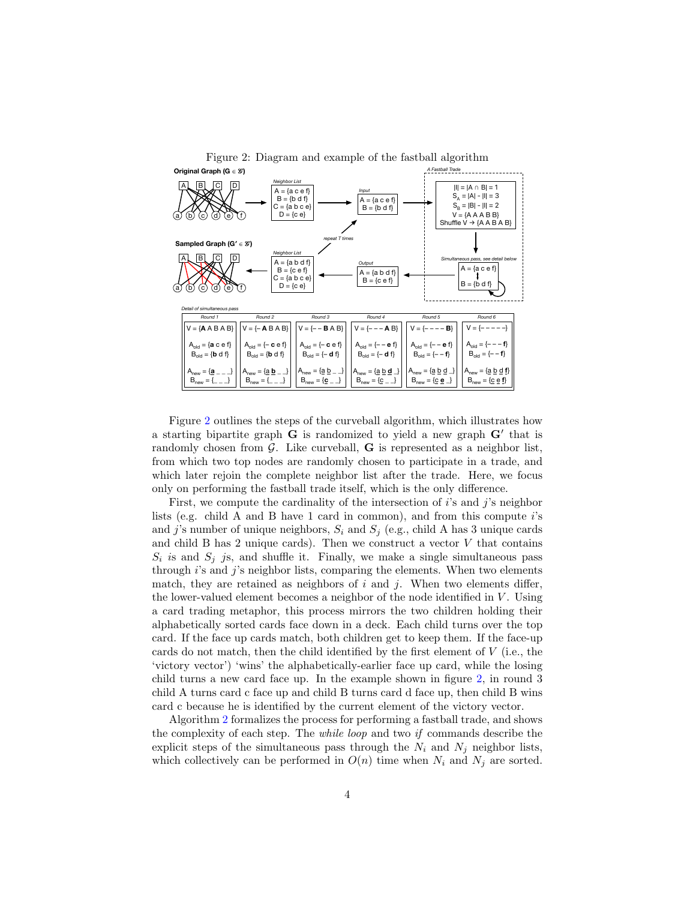Figure 2: Diagram and example of the fastball algorithm

Figure 2 outlines the steps of the curveball algorithm, which illustrates how a starting bipartite graph **G** is randomized to yield a new graph **G′** that is randomly chosen from $\mathcal{G}$. Like curveball, **G** is represented as a neighbor list, from which two top nodes are randomly chosen to participate in a trade, and which later rejoin the complete neighbor list after the trade. Here, we focus only on performing the fastball trade itself, which is the only difference.

First, we compute the cardinality of the intersection of $i$'s and $j$'s neighbor lists (e.g. child A and B have 1 card in common), and from this compute $i$'s and $j$'s number of unique neighbors, $S_i$ and $S_j$ (e.g., child A has 3 unique cards and child B has 2 unique cards). Then we construct a vector $V$ that contains $S_i$ *i*s and $S_j$ *j*s, and shuffle it. Finally, we make a single simultaneous pass through $i$'s and $j$'s neighbor lists, comparing the elements. When two elements match, they are retained as neighbors of $i$ and $j$. When two elements differ, the lower-valued element becomes a neighbor of the node identified in $V$. Using a card trading metaphor, this process mirrors the two children holding their alphabetically sorted cards face down in a deck. Each child turns over the top card. If the face up cards match, both children get to keep them. If the face-up cards do not match, then the child identified by the first element of $V$ (i.e., the 'victory vector') 'wins' the alphabetically-earlier face up card, while the losing child turns a new card face up. In the example shown in figure 2, in round 3 child A turns card c face up and child B turns card d face up, then child B wins card c because he is identified by the current element of the victory vector.

Algorithm 2 formalizes the process for performing a fastball trade, and shows the complexity of each step. The *while loop* and two *if* commands describe the explicit steps of the simultaneous pass through the $N_i$ and $N_j$ neighbor lists, which collectively can be performed in $O(n)$ time when $N_i$ and $N_j$ are sorted.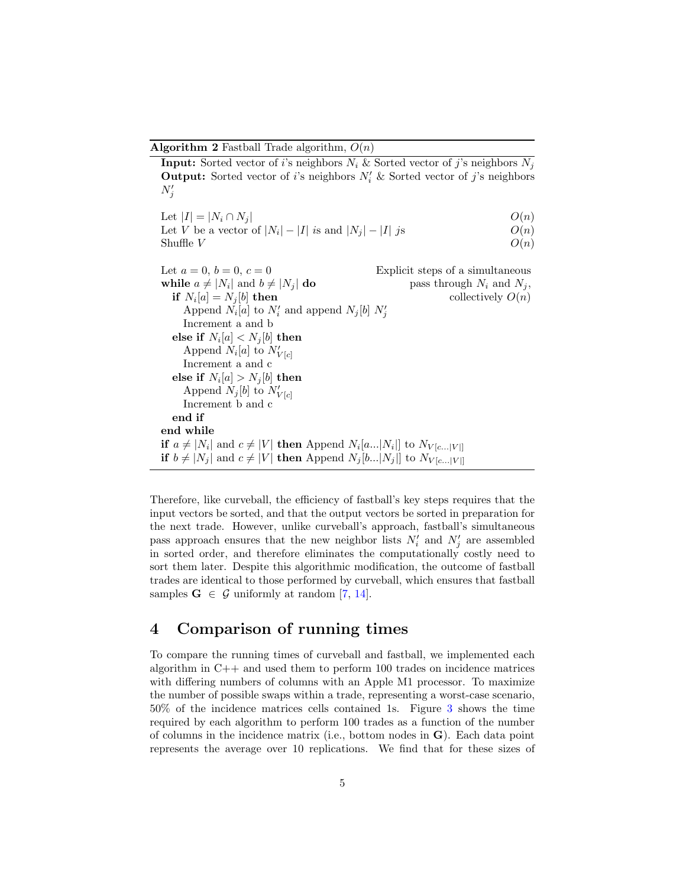**Algorithm 2** Fastball Trade algorithm, $O(n)$

```
Input: Sorted vector of i's neighbors N_i & Sorted vector of j's neighbors N_j
Output: Sorted vector of i's neighbors N'_i & Sorted vector of j's neighbors N'_j

Let |I| = |N_i ∩ N_j|                                                   O(n)
Let V be a vector of |N_i| − |I| is and |N_j| − |I| js                  O(n)
Shuffle V                                                               O(n)

Let a = 0, b = 0, c = 0                     Explicit steps of a simultaneous
while a ≠ |N_i| and b ≠ |N_j| do                   pass through N_i and N_j,
  if N_i[a] = N_j[b] then                                    collectively O(n)
    Append N_i[a] to N'_i and append N_j[b] N'_j
    Increment a and b
  else if N_i[a] < N_j[b] then
    Append N_i[a] to N'_{V[c]}
    Increment a and c
  else if N_i[a] > N_j[b] then
    Append N_j[b] to N'_{V[c]}
    Increment b and c
  end if
end while
if a ≠ |N_i| and c ≠ |V| then Append N_i[a...|N_i|] to N_{V[c...|V|]}
if b ≠ |N_j| and c ≠ |V| then Append N_j[b...|N_j|] to N_{V[c...|V|]}
```

Therefore, like curveball, the efficiency of fastball's key steps requires that the input vectors be sorted, and that the output vectors be sorted in preparation for the next trade. However, unlike curveball's approach, fastball's simultaneous pass approach ensures that the new neighbor lists $N_i'$ and $N_j'$ are assembled in sorted order, and therefore eliminates the computationally costly need to sort them later. Despite this algorithmic modification, the outcome of fastball trades are identical to those performed by curveball, which ensures that fastball samples $\mathbf{G} \in \mathcal{G}$ uniformly at random [7, 14].

## 4 Comparison of running times

To compare the running times of curveball and fastball, we implemented each algorithm in C++ and used them to perform 100 trades on incidence matrices with differing numbers of columns with an Apple M1 processor. To maximize the number of possible swaps within a trade, representing a worst-case scenario, 50% of the incidence matrices cells contained 1s. Figure 3 shows the time required by each algorithm to perform 100 trades as a function of the number of columns in the incidence matrix (i.e., bottom nodes in $\mathbf{G}$). Each data point represents the average over 10 replications. We find that for these sizes of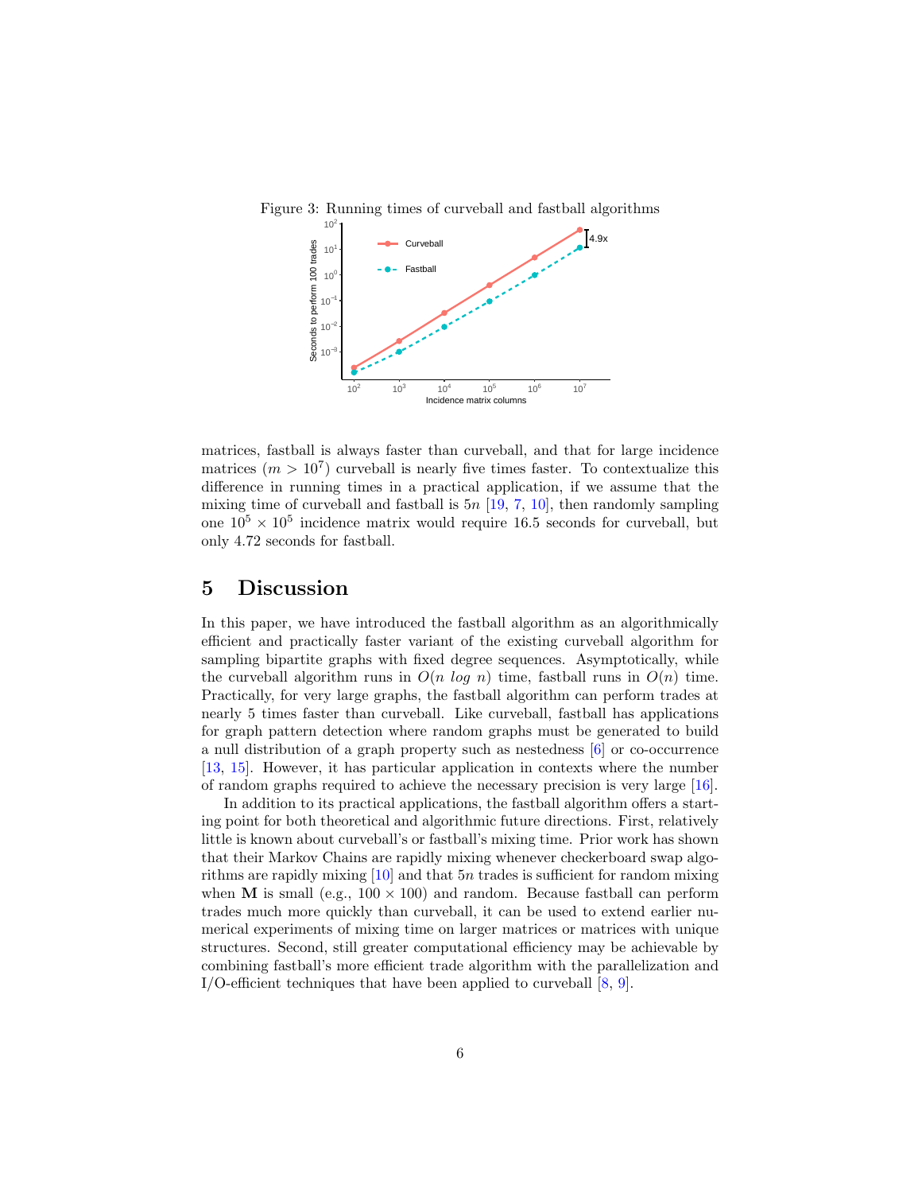Figure 3: Running times of curveball and fastball algorithms

matrices, fastball is always faster than curveball, and that for large incidence matrices ($m > 10^7$) curveball is nearly five times faster. To contextualize this difference in running times in a practical application, if we assume that the mixing time of curveball and fastball is $5n$ [19, 7, 10], then randomly sampling one $10^5 \times 10^5$ incidence matrix would require 16.5 seconds for curveball, but only 4.72 seconds for fastball.

# 5 Discussion

In this paper, we have introduced the fastball algorithm as an algorithmically efficient and practically faster variant of the existing curveball algorithm for sampling bipartite graphs with fixed degree sequences. Asymptotically, while the curveball algorithm runs in $O(n\ log\ n)$ time, fastball runs in $O(n)$ time. Practically, for very large graphs, the fastball algorithm can perform trades at nearly 5 times faster than curveball. Like curveball, fastball has applications for graph pattern detection where random graphs must be generated to build a null distribution of a graph property such as nestedness [6] or co-occurrence [13, 15]. However, it has particular application in contexts where the number of random graphs required to achieve the necessary precision is very large [16].

In addition to its practical applications, the fastball algorithm offers a starting point for both theoretical and algorithmic future directions. First, relatively little is known about curveball's or fastball's mixing time. Prior work has shown that their Markov Chains are rapidly mixing whenever checkerboard swap algorithms are rapidly mixing [10] and that $5n$ trades is sufficient for random mixing when $\mathbf{M}$ is small (e.g., $100 \times 100$) and random. Because fastball can perform trades much more quickly than curveball, it can be used to extend earlier numerical experiments of mixing time on larger matrices or matrices with unique structures. Second, still greater computational efficiency may be achievable by combining fastball's more efficient trade algorithm with the parallelization and I/O-efficient techniques that have been applied to curveball [8, 9].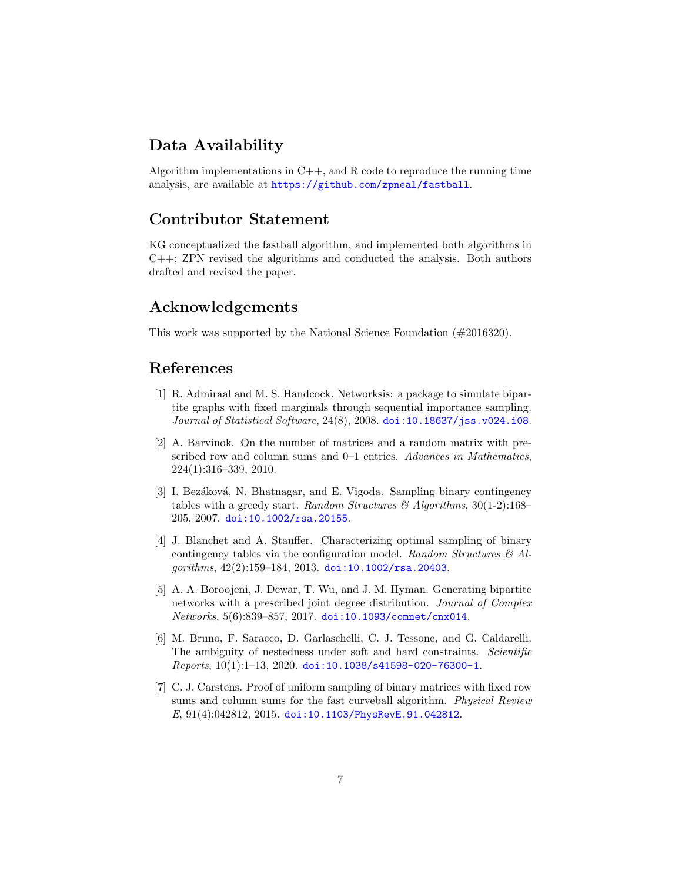## Data Availability

Algorithm implementations in C++, and R code to reproduce the running time analysis, are available at https://github.com/zpneal/fastball.

## Contributor Statement

KG conceptualized the fastball algorithm, and implemented both algorithms in C++; ZPN revised the algorithms and conducted the analysis. Both authors drafted and revised the paper.

## Acknowledgements

This work was supported by the National Science Foundation (#2016320).

## References

[1] R. Admiraal and M. S. Handcock. Networksis: a package to simulate bipartite graphs with fixed marginals through sequential importance sampling. *Journal of Statistical Software*, 24(8), 2008. doi:10.18637/jss.v024.i08.

[2] A. Barvinok. On the number of matrices and a random matrix with prescribed row and column sums and 0–1 entries. *Advances in Mathematics*, 224(1):316–339, 2010.

[3] I. Bezáková, N. Bhatnagar, and E. Vigoda. Sampling binary contingency tables with a greedy start. *Random Structures & Algorithms*, 30(1-2):168–205, 2007. doi:10.1002/rsa.20155.

[4] J. Blanchet and A. Stauffer. Characterizing optimal sampling of binary contingency tables via the configuration model. *Random Structures & Algorithms*, 42(2):159–184, 2013. doi:10.1002/rsa.20403.

[5] A. A. Boroojeni, J. Dewar, T. Wu, and J. M. Hyman. Generating bipartite networks with a prescribed joint degree distribution. *Journal of Complex Networks*, 5(6):839–857, 2017. doi:10.1093/comnet/cnx014.

[6] M. Bruno, F. Saracco, D. Garlaschelli, C. J. Tessone, and G. Caldarelli. The ambiguity of nestedness under soft and hard constraints. *Scientific Reports*, 10(1):1–13, 2020. doi:10.1038/s41598-020-76300-1.

[7] C. J. Carstens. Proof of uniform sampling of binary matrices with fixed row sums and column sums for the fast curveball algorithm. *Physical Review E*, 91(4):042812, 2015. doi:10.1103/PhysRevE.91.042812.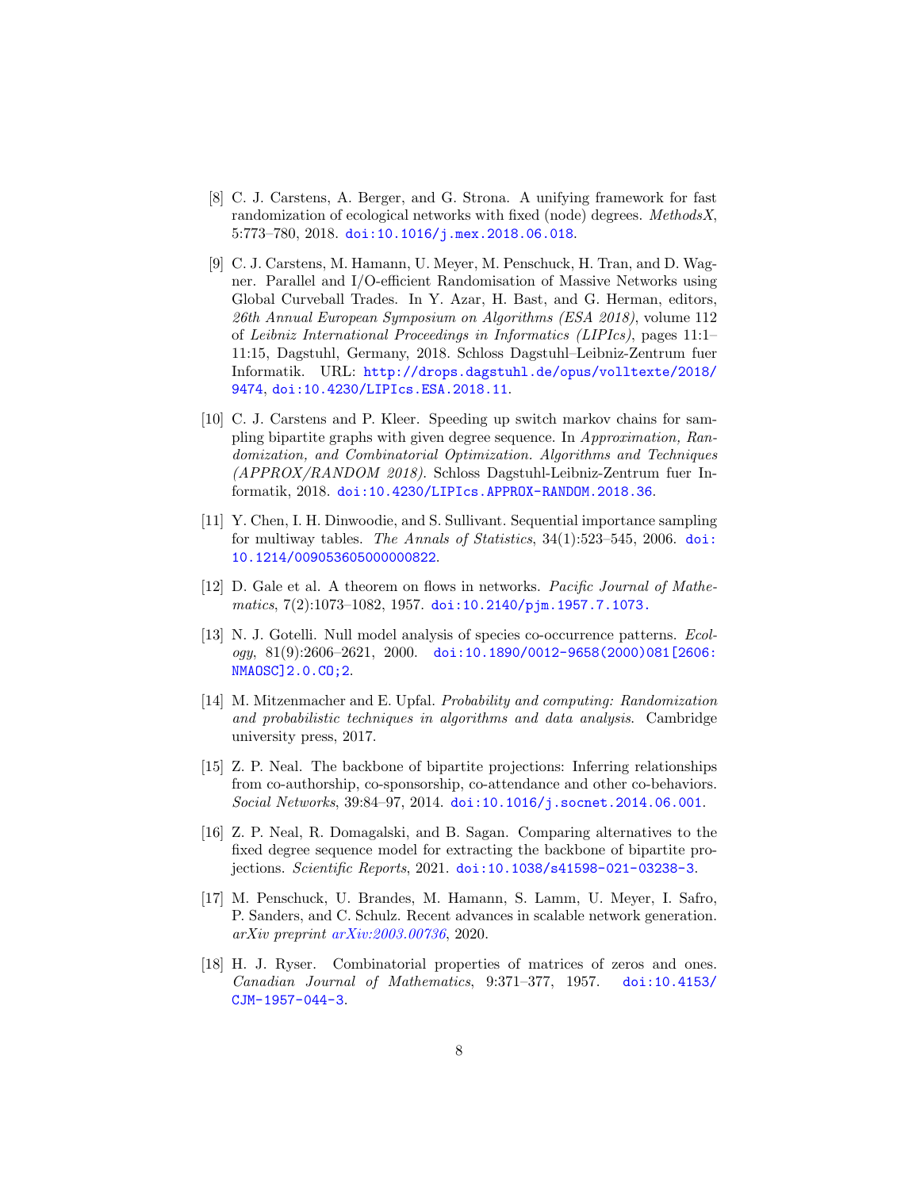[8] C. J. Carstens, A. Berger, and G. Strona. A unifying framework for fast randomization of ecological networks with fixed (node) degrees. *MethodsX*, 5:773–780, 2018. doi:10.1016/j.mex.2018.06.018.

[9] C. J. Carstens, M. Hamann, U. Meyer, M. Penschuck, H. Tran, and D. Wagner. Parallel and I/O-efficient Randomisation of Massive Networks using Global Curveball Trades. In Y. Azar, H. Bast, and G. Herman, editors, *26th Annual European Symposium on Algorithms (ESA 2018)*, volume 112 of *Leibniz International Proceedings in Informatics (LIPIcs)*, pages 11:1–11:15, Dagstuhl, Germany, 2018. Schloss Dagstuhl–Leibniz-Zentrum fuer Informatik. URL: http://drops.dagstuhl.de/opus/volltexte/2018/9474, doi:10.4230/LIPIcs.ESA.2018.11.

[10] C. J. Carstens and P. Kleer. Speeding up switch markov chains for sampling bipartite graphs with given degree sequence. In *Approximation, Randomization, and Combinatorial Optimization. Algorithms and Techniques (APPROX/RANDOM 2018)*. Schloss Dagstuhl-Leibniz-Zentrum fuer Informatik, 2018. doi:10.4230/LIPIcs.APPROX-RANDOM.2018.36.

[11] Y. Chen, I. H. Dinwoodie, and S. Sullivant. Sequential importance sampling for multiway tables. *The Annals of Statistics*, 34(1):523–545, 2006. doi:10.1214/009053605000000822.

[12] D. Gale et al. A theorem on flows in networks. *Pacific Journal of Mathematics*, 7(2):1073–1082, 1957. doi:10.2140/pjm.1957.7.1073.

[13] N. J. Gotelli. Null model analysis of species co-occurrence patterns. *Ecology*, 81(9):2606–2621, 2000. doi:10.1890/0012-9658(2000)081[2606:NMAOSC]2.0.CO;2.

[14] M. Mitzenmacher and E. Upfal. *Probability and computing: Randomization and probabilistic techniques in algorithms and data analysis*. Cambridge university press, 2017.

[15] Z. P. Neal. The backbone of bipartite projections: Inferring relationships from co-authorship, co-sponsorship, co-attendance and other co-behaviors. *Social Networks*, 39:84–97, 2014. doi:10.1016/j.socnet.2014.06.001.

[16] Z. P. Neal, R. Domagalski, and B. Sagan. Comparing alternatives to the fixed degree sequence model for extracting the backbone of bipartite projections. *Scientific Reports*, 2021. doi:10.1038/s41598-021-03238-3.

[17] M. Penschuck, U. Brandes, M. Hamann, S. Lamm, U. Meyer, I. Safro, P. Sanders, and C. Schulz. Recent advances in scalable network generation. *arXiv preprint arXiv:2003.00736*, 2020.

[18] H. J. Ryser. Combinatorial properties of matrices of zeros and ones. *Canadian Journal of Mathematics*, 9:371–377, 1957. doi:10.4153/CJM-1957-044-3.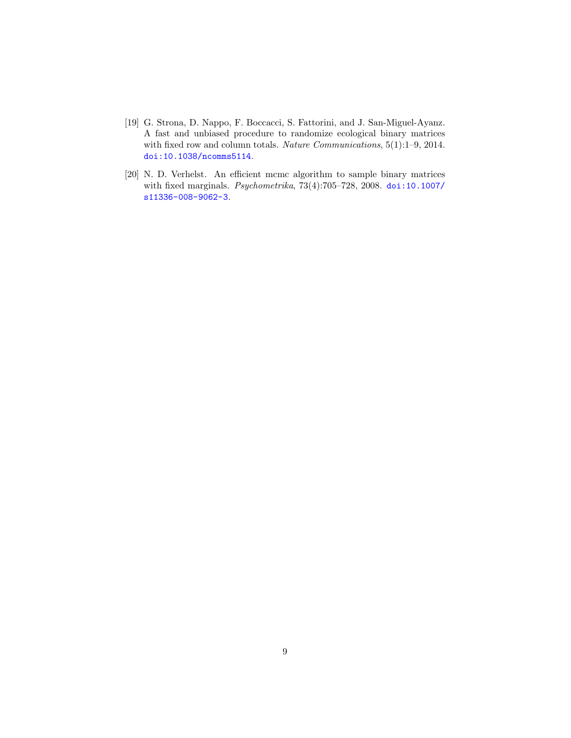[19] G. Strona, D. Nappo, F. Boccacci, S. Fattorini, and J. San-Miguel-Ayanz. A fast and unbiased procedure to randomize ecological binary matrices with fixed row and column totals. *Nature Communications*, 5(1):1–9, 2014. doi:10.1038/ncomms5114.

[20] N. D. Verhelst. An efficient mcmc algorithm to sample binary matrices with fixed marginals. *Psychometrika*, 73(4):705–728, 2008. doi:10.1007/s11336-008-9062-3.